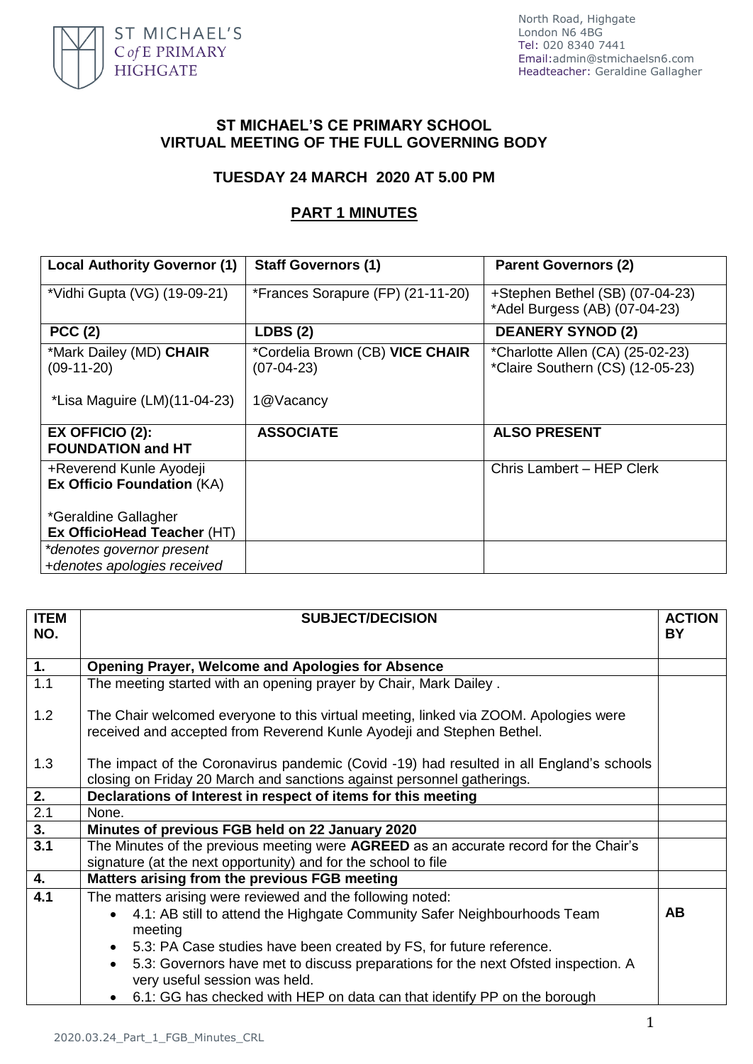ST MICHAEL'S C of E PRIMARY HIGHGATE

North Road, Highgate
London N6 4BG
Tel: 020 8340 7441
Email:admin@stmichaelsn6.com
Headteacher: Geraldine Gallagher

# ST MICHAEL'S CE PRIMARY SCHOOL VIRTUAL MEETING OF THE FULL GOVERNING BODY

## TUESDAY 24 MARCH 2020 AT 5.00 PM

## PART 1 MINUTES

| Local Authority Governor (1) | Staff Governors (1) | Parent Governors (2) |
|---|---|---|
| *Vidhi Gupta (VG) (19-09-21) | *Frances Sorapure (FP) (21-11-20) | +Stephen Bethel (SB) (07-04-23)<br>*Adel Burgess (AB) (07-04-23) |
| **PCC (2)** | **LDBS (2)** | **DEANERY SYNOD (2)** |
| *Mark Dailey (MD) **CHAIR** (09-11-20)<br><br>*Lisa Maguire (LM)(11-04-23) | *Cordelia Brown (CB) **VICE CHAIR** (07-04-23)<br><br>1@Vacancy | *Charlotte Allen (CA) (25-02-23)<br>*Claire Southern (CS) (12-05-23) |
| **EX OFFICIO (2): FOUNDATION and HT** | **ASSOCIATE** | **ALSO PRESENT** |
| +Reverend Kunle Ayodeji **Ex Officio Foundation** (KA)<br><br>*Geraldine Gallagher **Ex OfficioHead Teacher** (HT) | | Chris Lambert – HEP Clerk |
| *\*denotes governor present*<br>*+denotes apologies received* | | |

| ITEM NO. | SUBJECT/DECISION | ACTION BY |
|---|---|---|
| **1.** | **Opening Prayer, Welcome and Apologies for Absence** | |
| 1.1 | The meeting started with an opening prayer by Chair, Mark Dailey . | |
| 1.2 | The Chair welcomed everyone to this virtual meeting, linked via ZOOM. Apologies were received and accepted from Reverend Kunle Ayodeji and Stephen Bethel. | |
| 1.3 | The impact of the Coronavirus pandemic (Covid -19) had resulted in all England's schools closing on Friday 20 March and sanctions against personnel gatherings. | |
| **2.** | **Declarations of Interest in respect of items for this meeting** | |
| 2.1 | None. | |
| **3.** | **Minutes of previous FGB held on 22 January 2020** | |
| **3.1** | The Minutes of the previous meeting were **AGREED** as an accurate record for the Chair's signature (at the next opportunity) and for the school to file | |
| **4.** | **Matters arising from the previous FGB meeting** | |
| **4.1** | The matters arising were reviewed and the following noted:<br>• 4.1: AB still to attend the Highgate Community Safer Neighbourhoods Team meeting<br>• 5.3: PA Case studies have been created by FS, for future reference.<br>• 5.3: Governors have met to discuss preparations for the next Ofsted inspection. A very useful session was held.<br>• 6.1: GG has checked with HEP on data can that identify PP on the borough | **AB** |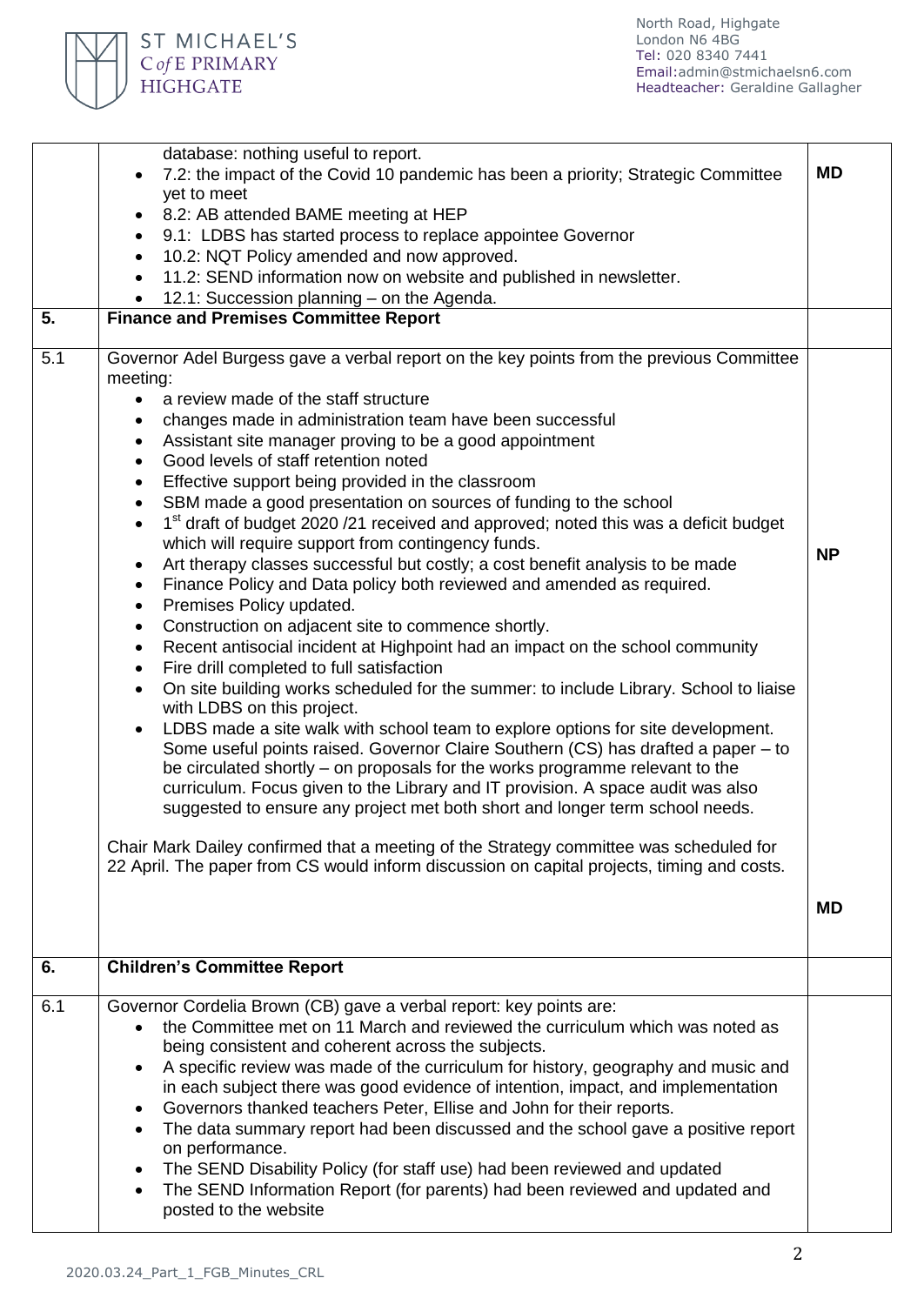| | | |
|---|---|---|
| | database: nothing useful to report.<br>• 7.2: the impact of the Covid 10 pandemic has been a priority; Strategic Committee yet to meet<br>• 8.2: AB attended BAME meeting at HEP<br>• 9.1: LDBS has started process to replace appointee Governor<br>• 10.2: NQT Policy amended and now approved.<br>• 11.2: SEND information now on website and published in newsletter.<br>• 12.1: Succession planning – on the Agenda. | **MD** |
| **5.** | **Finance and Premises Committee Report** | |
| 5.1 | Governor Adel Burgess gave a verbal report on the key points from the previous Committee meeting:<br>• a review made of the staff structure<br>• changes made in administration team have been successful<br>• Assistant site manager proving to be a good appointment<br>• Good levels of staff retention noted<br>• Effective support being provided in the classroom<br>• SBM made a good presentation on sources of funding to the school<br>• 1st draft of budget 2020 /21 received and approved; noted this was a deficit budget which will require support from contingency funds.<br>• Art therapy classes successful but costly; a cost benefit analysis to be made<br>• Finance Policy and Data policy both reviewed and amended as required.<br>• Premises Policy updated.<br>• Construction on adjacent site to commence shortly.<br>• Recent antisocial incident at Highpoint had an impact on the school community<br>• Fire drill completed to full satisfaction<br>• On site building works scheduled for the summer: to include Library. School to liaise with LDBS on this project.<br>• LDBS made a site walk with school team to explore options for site development. Some useful points raised. Governor Claire Southern (CS) has drafted a paper – to be circulated shortly – on proposals for the works programme relevant to the curriculum. Focus given to the Library and IT provision. A space audit was also suggested to ensure any project met both short and longer term school needs.<br><br>Chair Mark Dailey confirmed that a meeting of the Strategy committee was scheduled for 22 April. The paper from CS would inform discussion on capital projects, timing and costs. | **NP**<br><br>**MD** |
| **6.** | **Children's Committee Report** | |
| 6.1 | Governor Cordelia Brown (CB) gave a verbal report: key points are:<br>• the Committee met on 11 March and reviewed the curriculum which was noted as being consistent and coherent across the subjects.<br>• A specific review was made of the curriculum for history, geography and music and in each subject there was good evidence of intention, impact, and implementation<br>• Governors thanked teachers Peter, Ellise and John for their reports.<br>• The data summary report had been discussed and the school gave a positive report on performance.<br>• The SEND Disability Policy (for staff use) had been reviewed and updated<br>• The SEND Information Report (for parents) had been reviewed and updated and posted to the website | |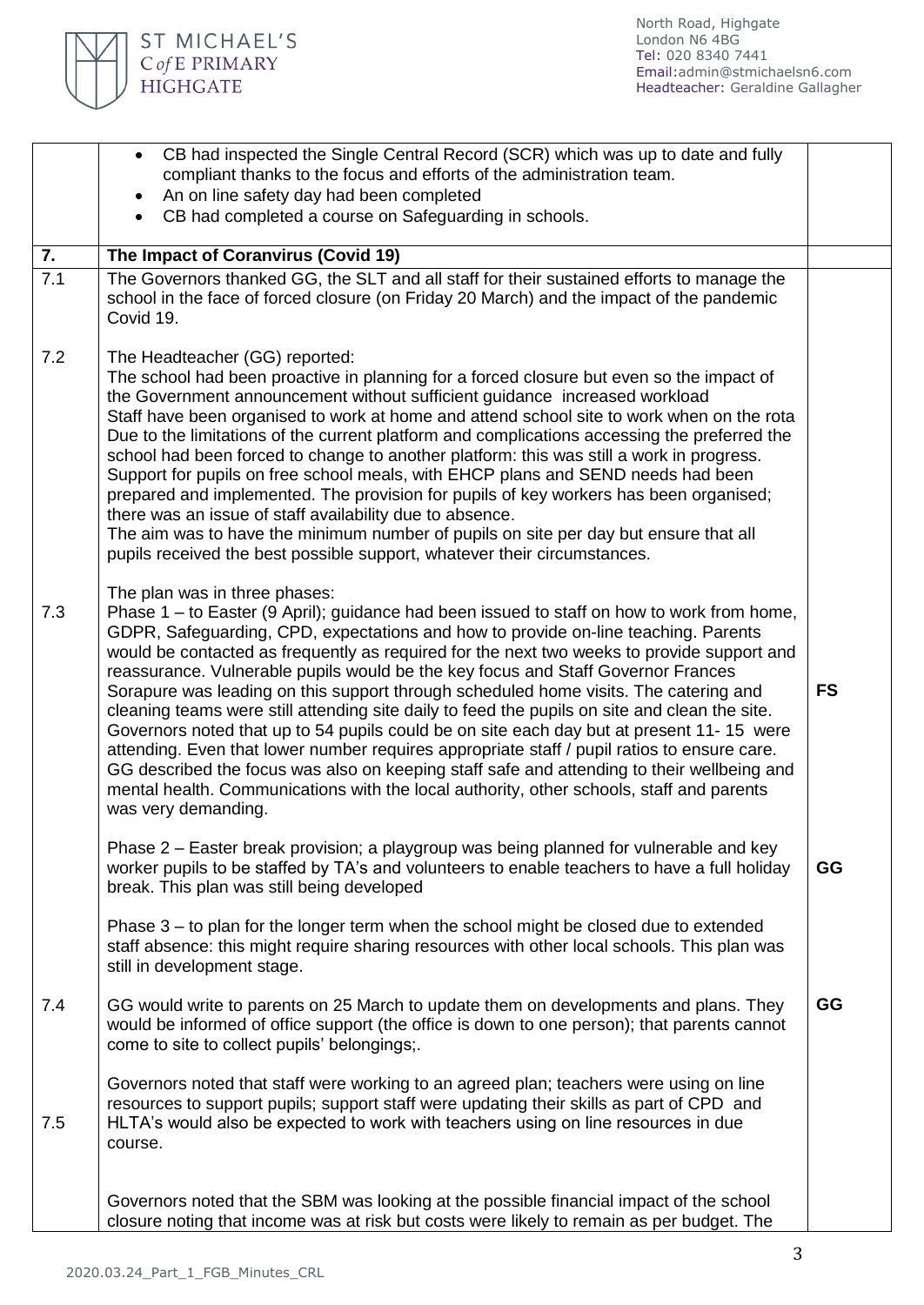| | | |
|---|---|---|
| | • CB had inspected the Single Central Record (SCR) which was up to date and fully compliant thanks to the focus and efforts of the administration team.<br>• An on line safety day had been completed<br>• CB had completed a course on Safeguarding in schools. | |
| **7.** | **The Impact of Coranvirus (Covid 19)** | |
| 7.1 | The Governors thanked GG, the SLT and all staff for their sustained efforts to manage the school in the face of forced closure (on Friday 20 March) and the impact of the pandemic Covid 19. | |
| 7.2 | The Headteacher (GG) reported:<br>The school had been proactive in planning for a forced closure but even so the impact of the Government announcement without sufficient guidance increased workload<br>Staff have been organised to work at home and attend school site to work when on the rota<br>Due to the limitations of the current platform and complications accessing the preferred the school had been forced to change to another platform: this was still a work in progress.<br>Support for pupils on free school meals, with EHCP plans and SEND needs had been prepared and implemented. The provision for pupils of key workers has been organised; there was an issue of staff availability due to absence.<br>The aim was to have the minimum number of pupils on site per day but ensure that all pupils received the best possible support, whatever their circumstances. | |
| 7.3 | The plan was in three phases:<br>Phase 1 – to Easter (9 April); guidance had been issued to staff on how to work from home, GDPR, Safeguarding, CPD, expectations and how to provide on-line teaching. Parents would be contacted as frequently as required for the next two weeks to provide support and reassurance. Vulnerable pupils would be the key focus and Staff Governor Frances Sorapure was leading on this support through scheduled home visits. The catering and cleaning teams were still attending site daily to feed the pupils on site and clean the site. Governors noted that up to 54 pupils could be on site each day but at present 11- 15 were attending. Even that lower number requires appropriate staff / pupil ratios to ensure care. GG described the focus was also on keeping staff safe and attending to their wellbeing and mental health. Communications with the local authority, other schools, staff and parents was very demanding. | **FS** |
| | Phase 2 – Easter break provision; a playgroup was being planned for vulnerable and key worker pupils to be staffed by TA's and volunteers to enable teachers to have a full holiday break. This plan was still being developed | **GG** |
| | Phase 3 – to plan for the longer term when the school might be closed due to extended staff absence: this might require sharing resources with other local schools. This plan was still in development stage. | |
| 7.4 | GG would write to parents on 25 March to update them on developments and plans. They would be informed of office support (the office is down to one person); that parents cannot come to site to collect pupils' belongings;. | **GG** |
| 7.5 | Governors noted that staff were working to an agreed plan; teachers were using on line resources to support pupils; support staff were updating their skills as part of CPD and HLTA's would also be expected to work with teachers using on line resources in due course.<br><br>Governors noted that the SBM was looking at the possible financial impact of the school closure noting that income was at risk but costs were likely to remain as per budget. The | |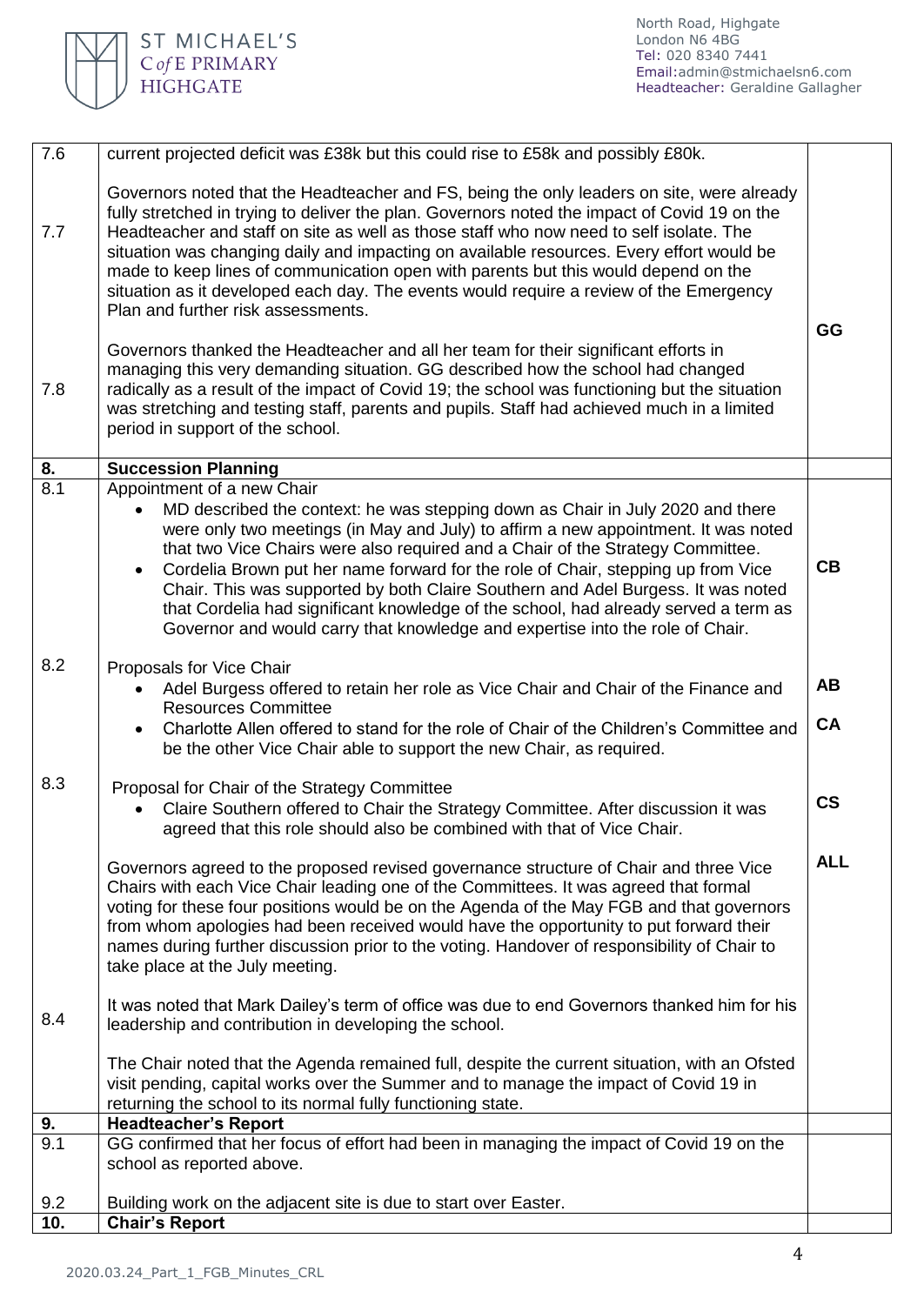| | | |
|---|---|---|
| 7.6 | current projected deficit was £38k but this could rise to £58k and possibly £80k. | |
| 7.7 | Governors noted that the Headteacher and FS, being the only leaders on site, were already fully stretched in trying to deliver the plan. Governors noted the impact of Covid 19 on the Headteacher and staff on site as well as those staff who now need to self isolate. The situation was changing daily and impacting on available resources. Every effort would be made to keep lines of communication open with parents but this would depend on the situation as it developed each day. The events would require a review of the Emergency Plan and further risk assessments. | **GG** |
| 7.8 | Governors thanked the Headteacher and all her team for their significant efforts in managing this very demanding situation. GG described how the school had changed radically as a result of the impact of Covid 19; the school was functioning but the situation was stretching and testing staff, parents and pupils. Staff had achieved much in a limited period in support of the school. | |
| **8.** | **Succession Planning** | |
| 8.1 | Appointment of a new Chair<br>• MD described the context: he was stepping down as Chair in July 2020 and there were only two meetings (in May and July) to affirm a new appointment. It was noted that two Vice Chairs were also required and a Chair of the Strategy Committee.<br>• Cordelia Brown put her name forward for the role of Chair, stepping up from Vice Chair. This was supported by both Claire Southern and Adel Burgess. It was noted that Cordelia had significant knowledge of the school, had already served a term as Governor and would carry that knowledge and expertise into the role of Chair. | **CB** |
| 8.2 | Proposals for Vice Chair<br>• Adel Burgess offered to retain her role as Vice Chair and Chair of the Finance and Resources Committee<br>• Charlotte Allen offered to stand for the role of Chair of the Children's Committee and be the other Vice Chair able to support the new Chair, as required. | **AB**<br>**CA** |
| 8.3 | Proposal for Chair of the Strategy Committee<br>• Claire Southern offered to Chair the Strategy Committee. After discussion it was agreed that this role should also be combined with that of Vice Chair.<br><br>Governors agreed to the proposed revised governance structure of Chair and three Vice Chairs with each Vice Chair leading one of the Committees. It was agreed that formal voting for these four positions would be on the Agenda of the May FGB and that governors from whom apologies had been received would have the opportunity to put forward their names during further discussion prior to the voting. Handover of responsibility of Chair to take place at the July meeting. | **CS**<br><br>**ALL** |
| 8.4 | It was noted that Mark Dailey's term of office was due to end Governors thanked him for his leadership and contribution in developing the school.<br><br>The Chair noted that the Agenda remained full, despite the current situation, with an Ofsted visit pending, capital works over the Summer and to manage the impact of Covid 19 in returning the school to its normal fully functioning state. | |
| **9.** | **Headteacher's Report** | |
| 9.1 | GG confirmed that her focus of effort had been in managing the impact of Covid 19 on the school as reported above. | |
| 9.2 | Building work on the adjacent site is due to start over Easter. | |
| **10.** | **Chair's Report** | |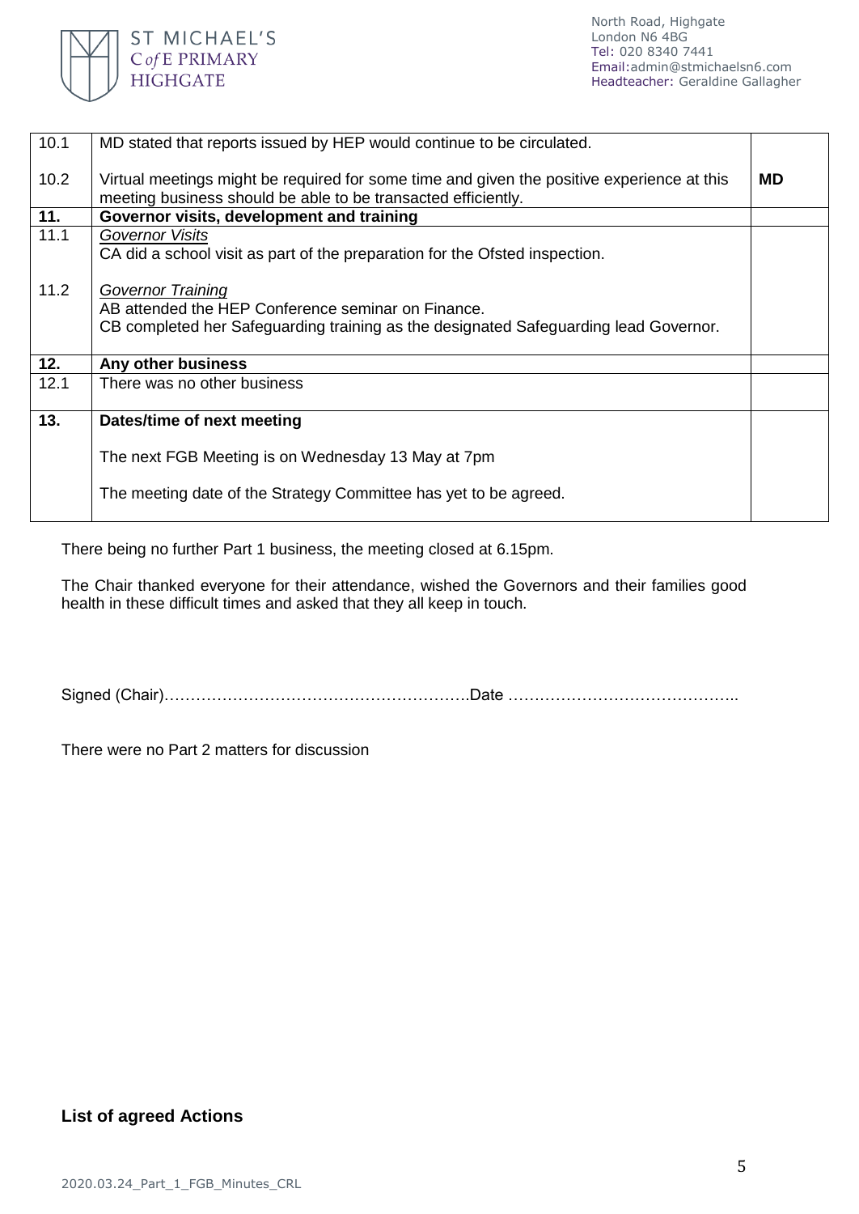| | | |
|---|---|---|
| 10.1 | MD stated that reports issued by HEP would continue to be circulated. | |
| 10.2 | Virtual meetings might be required for some time and given the positive experience at this meeting business should be able to be transacted efficiently. | **MD** |
| **11.** | **Governor visits, development and training** | |
| 11.1 | *Governor Visits*<br>CA did a school visit as part of the preparation for the Ofsted inspection. | |
| 11.2 | *Governor Training*<br>AB attended the HEP Conference seminar on Finance.<br>CB completed her Safeguarding training as the designated Safeguarding lead Governor. | |
| **12.** | **Any other business** | |
| 12.1 | There was no other business | |
| **13.** | **Dates/time of next meeting**<br><br>The next FGB Meeting is on Wednesday 13 May at 7pm<br><br>The meeting date of the Strategy Committee has yet to be agreed. | |

There being no further Part 1 business, the meeting closed at 6.15pm.

The Chair thanked everyone for their attendance, wished the Governors and their families good health in these difficult times and asked that they all keep in touch.

Signed (Chair)……………………………………………….Date ……………………………………..

There were no Part 2 matters for discussion

**List of agreed Actions**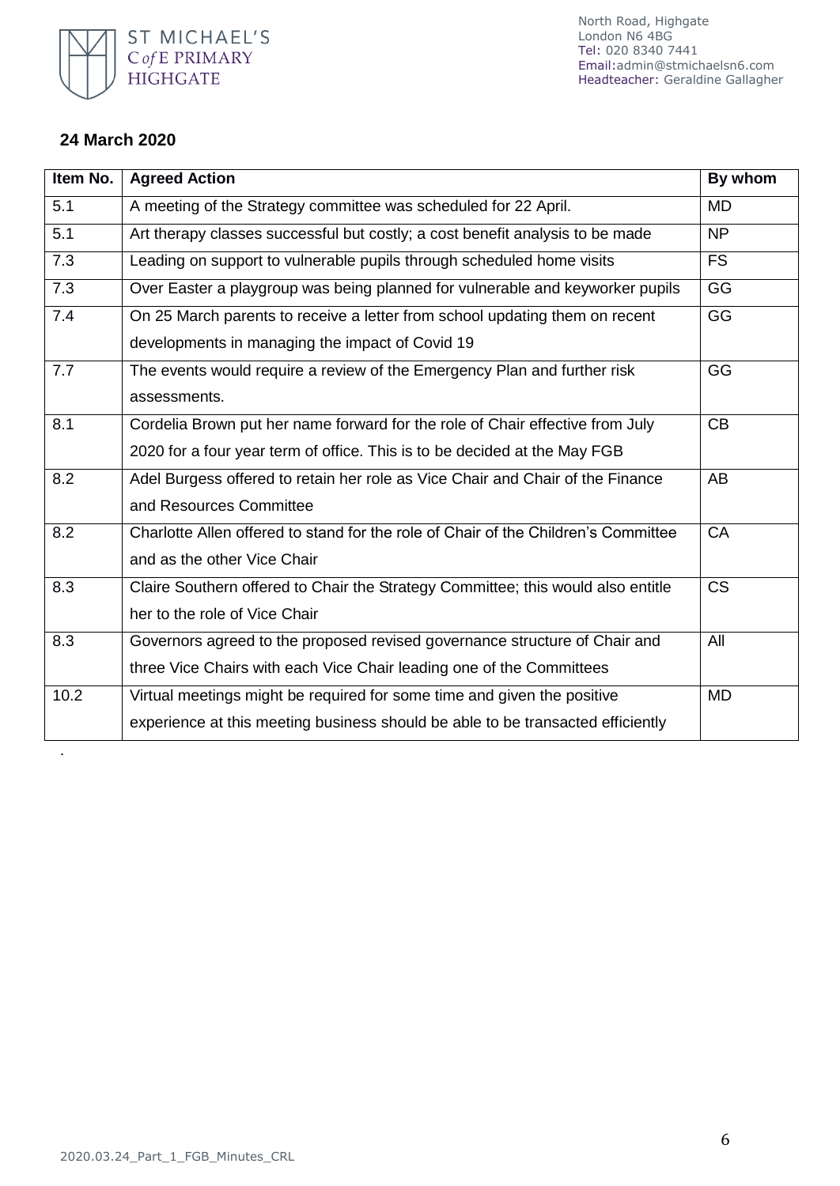**24 March 2020**

| Item No. | Agreed Action | By whom |
|---|---|---|
| 5.1 | A meeting of the Strategy committee was scheduled for 22 April. | MD |
| 5.1 | Art therapy classes successful but costly; a cost benefit analysis to be made | NP |
| 7.3 | Leading on support to vulnerable pupils through scheduled home visits | FS |
| 7.3 | Over Easter a playgroup was being planned for vulnerable and keyworker pupils | GG |
| 7.4 | On 25 March parents to receive a letter from school updating them on recent developments in managing the impact of Covid 19 | GG |
| 7.7 | The events would require a review of the Emergency Plan and further risk assessments. | GG |
| 8.1 | Cordelia Brown put her name forward for the role of Chair effective from July 2020 for a four year term of office. This is to be decided at the May FGB | CB |
| 8.2 | Adel Burgess offered to retain her role as Vice Chair and Chair of the Finance and Resources Committee | AB |
| 8.2 | Charlotte Allen offered to stand for the role of Chair of the Children's Committee and as the other Vice Chair | CA |
| 8.3 | Claire Southern offered to Chair the Strategy Committee; this would also entitle her to the role of Vice Chair | CS |
| 8.3 | Governors agreed to the proposed revised governance structure of Chair and three Vice Chairs with each Vice Chair leading one of the Committees | All |
| 10.2 | Virtual meetings might be required for some time and given the positive experience at this meeting business should be able to be transacted efficiently | MD |

.